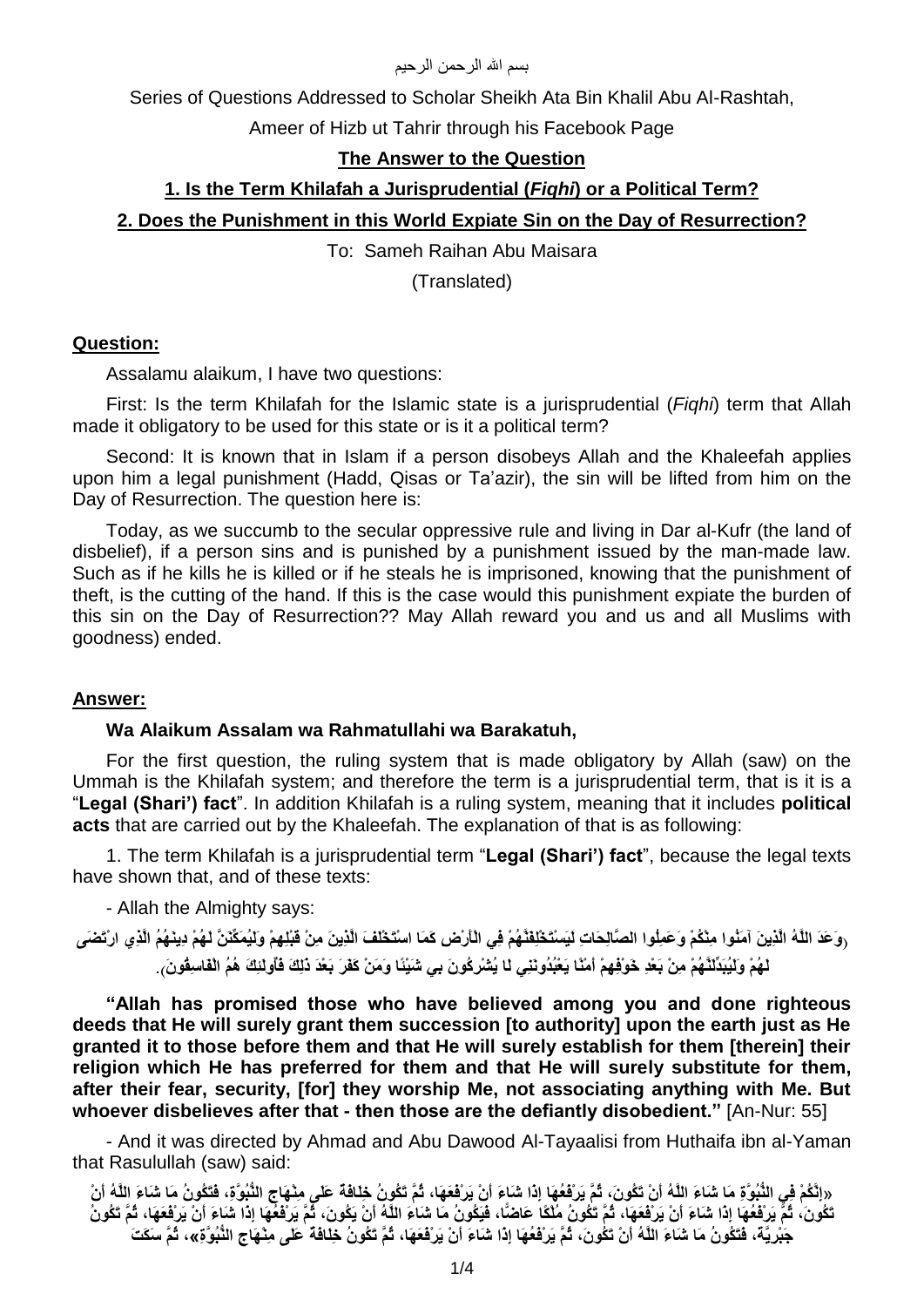بسم الله الرحمن الرحيم

Series of Questions Addressed to Scholar Sheikh Ata Bin Khalil Abu Al-Rashtah,

Ameer of Hizb ut Tahrir through his Facebook Page

## The Answer to the Question

### 1. Is the Term Khilafah a Jurisprudential (*Fiqhi*) or a Political Term?

### 2. Does the Punishment in this World Expiate Sin on the Day of Resurrection?

To: Sameh Raihan Abu Maisara

(Translated)

**Question:**

Assalamu alaikum, I have two questions:

First: Is the term Khilafah for the Islamic state is a jurisprudential (*Fiqhi*) term that Allah made it obligatory to be used for this state or is it a political term?

Second: It is known that in Islam if a person disobeys Allah and the Khaleefah applies upon him a legal punishment (Hadd, Qisas or Ta'azir), the sin will be lifted from him on the Day of Resurrection. The question here is:

Today, as we succumb to the secular oppressive rule and living in Dar al-Kufr (the land of disbelief), if a person sins and is punished by a punishment issued by the man-made law. Such as if he kills he is killed or if he steals he is imprisoned, knowing that the punishment of theft, is the cutting of the hand. If this is the case would this punishment expiate the burden of this sin on the Day of Resurrection?? May Allah reward you and us and all Muslims with goodness) ended.

**Answer:**

**Wa Alaikum Assalam wa Rahmatullahi wa Barakatuh,**

For the first question, the ruling system that is made obligatory by Allah (saw) on the Ummah is the Khilafah system; and therefore the term is a jurisprudential term, that is it is a "**Legal (Shari') fact**". In addition Khilafah is a ruling system, meaning that it includes **political acts** that are carried out by the Khaleefah. The explanation of that is as following:

1. The term Khilafah is a jurisprudential term "**Legal (Shari') fact**", because the legal texts have shown that, and of these texts:

- Allah the Almighty says:

﴿وَعَدَ اللَّهُ الَّذِينَ آمَنُوا مِنْكُمْ وَعَمِلُوا الصَّالِحَاتِ لَيَسْتَخْلِفَنَّهُمْ فِي الْأَرْضِ كَمَا اسْتَخْلَفَ الَّذِينَ مِنْ قَبْلِهِمْ وَلَيُمَكِّنَنَّ لَهُمْ دِينَهُمُ الَّذِي ارْتَضَى لَهُمْ وَلَيُبَدِّلَنَّهُمْ مِنْ بَعْدِ خَوْفِهِمْ أَمْنًا يَعْبُدُونَنِي لَا يُشْرِكُونَ بِي شَيْئًا وَمَنْ كَفَرَ بَعْدَ ذَلِكَ فَأُولَئِكَ هُمُ الْفَاسِقُونَ﴾.

**"Allah has promised those who have believed among you and done righteous deeds that He will surely grant them succession [to authority] upon the earth just as He granted it to those before them and that He will surely establish for them [therein] their religion which He has preferred for them and that He will surely substitute for them, after their fear, security, [for] they worship Me, not associating anything with Me. But whoever disbelieves after that - then those are the defiantly disobedient."** [An-Nur: 55]

- And it was directed by Ahmad and Abu Dawood Al-Tayaalisi from Huthaifa ibn al-Yaman that Rasulullah (saw) said:

«إِنَّكُمْ فِي النُّبُوَّةِ مَا شَاءَ اللَّهُ أَنْ تَكُونَ، ثُمَّ يَرْفَعُهَا إِذَا شَاءَ أَنْ يَرْفَعَهَا، ثُمَّ تَكُونُ خِلَافَةٌ عَلَى مِنْهَاجِ النُّبُوَّةِ، فَتَكُونُ مَا شَاءَ اللَّهُ أَنْ تَكُونَ، ثُمَّ يَرْفَعُهَا إِذَا شَاءَ أَنْ يَرْفَعَهَا، ثُمَّ تَكُونُ مُلْكًا عَاضًّا، فَيَكُونُ مَا شَاءَ اللَّهُ أَنْ يَكُونَ، ثُمَّ يَرْفَعُهَا إِذَا شَاءَ أَنْ يَرْفَعَهَا، ثُمَّ تَكُونُ جَبْرِيَّةً، فَتَكُونُ مَا شَاءَ اللَّهُ أَنْ تَكُونَ، ثُمَّ يَرْفَعُهَا إِذَا شَاءَ أَنْ يَرْفَعَهَا، ثُمَّ تَكُونُ خِلَافَةٌ عَلَى مِنْهَاجِ النُّبُوَّةِ»، ثُمَّ سَكَتَ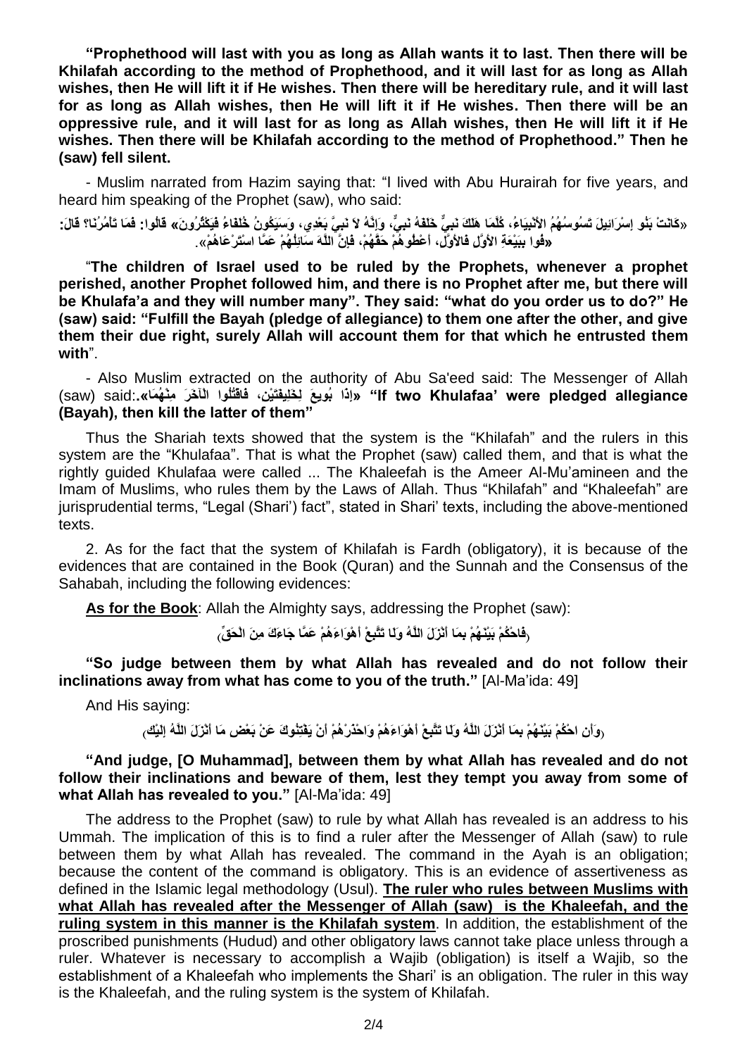**"Prophethood will last with you as long as Allah wants it to last. Then there will be Khilafah according to the method of Prophethood, and it will last for as long as Allah wishes, then He will lift it if He wishes. Then there will be hereditary rule, and it will last for as long as Allah wishes, then He will lift it if He wishes. Then there will be an oppressive rule, and it will last for as long as Allah wishes, then He will lift it if He wishes. Then there will be Khilafah according to the method of Prophethood." Then he (saw) fell silent.**

- Muslim narrated from Hazim saying that: "I lived with Abu Hurairah for five years, and heard him speaking of the Prophet (saw), who said:

**«كَانَتْ بَنُو إِسْرَائِيلَ تَسُوسُهُمُ الأَنْبِيَاءُ، كُلَّمَا هَلَكَ نَبِيٌّ خَلَفَهُ نَبِيٌّ، وَإِنَّهُ لاَ نَبِيَّ بَعْدِي، وَسَيَكُونُ خُلَفَاءُ فَيَكْثُرُونَ» قَالُوا: فَمَا تَأْمُرُنَا؟ قَالَ: «فُوا بِبَيْعَةِ الأَوَّلِ فَالأَوَّلِ، أَعْطُوهُمْ حَقَّهُمْ، فَإِنَّ اللَّهَ سَائِلُهُمْ عَمَّا اسْتَرْعَاهُمْ».**

"**The children of Israel used to be ruled by the Prophets, whenever a prophet perished, another Prophet followed him, and there is no Prophet after me, but there will be Khulafa'a and they will number many". They said: "what do you order us to do?" He (saw) said: "Fulfill the Bayah (pledge of allegiance) to them one after the other, and give them their due right, surely Allah will account them for that which he entrusted them with**".

- Also Muslim extracted on the authority of Abu Sa'eed said: The Messenger of Allah (saw) said: **«إِذَا بُويِعَ لِخَلِيفَتَيْنِ، فَاقْتُلُوا الْآخَرَ مِنْهُمَا»**. **"If two Khulafaa' were pledged allegiance (Bayah), then kill the latter of them"**

Thus the Shariah texts showed that the system is the "Khilafah" and the rulers in this system are the "Khulafaa". That is what the Prophet (saw) called them, and that is what the rightly guided Khulafaa were called ... The Khaleefah is the Ameer Al-Mu'amineen and the Imam of Muslims, who rules them by the Laws of Allah. Thus "Khilafah" and "Khaleefah" are jurisprudential terms, "Legal (Shari') fact", stated in Shari' texts, including the above-mentioned texts.

2. As for the fact that the system of Khilafah is Fardh (obligatory), it is because of the evidences that are contained in the Book (Quran) and the Sunnah and the Consensus of the Sahabah, including the following evidences:

**As for the Book**: Allah the Almighty says, addressing the Prophet (saw):

﴿فَاحْكُمْ بَيْنَهُمْ بِمَا أَنْزَلَ اللَّهُ وَلَا تَتَّبِعْ أَهْوَاءَهُمْ عَمَّا جَاءَكَ مِنَ الْحَقِّ﴾

**"So judge between them by what Allah has revealed and do not follow their inclinations away from what has come to you of the truth."** [Al-Ma'ida: 49]

And His saying:

﴿وَأَنِ احْكُمْ بَيْنَهُمْ بِمَا أَنْزَلَ اللَّهُ وَلَا تَتَّبِعْ أَهْوَاءَهُمْ وَاحْذَرْهُمْ أَنْ يَفْتِنُوكَ عَنْ بَعْضِ مَا أَنْزَلَ اللَّهُ إِلَيْكَ﴾

**"And judge, [O Muhammad], between them by what Allah has revealed and do not follow their inclinations and beware of them, lest they tempt you away from some of what Allah has revealed to you."** [Al-Ma'ida: 49]

The address to the Prophet (saw) to rule by what Allah has revealed is an address to his Ummah. The implication of this is to find a ruler after the Messenger of Allah (saw) to rule between them by what Allah has revealed. The command in the Ayah is an obligation; because the content of the command is obligatory. This is an evidence of assertiveness as defined in the Islamic legal methodology (Usul). **The ruler who rules between Muslims with what Allah has revealed after the Messenger of Allah (saw) is the Khaleefah, and the ruling system in this manner is the Khilafah system**. In addition, the establishment of the proscribed punishments (Hudud) and other obligatory laws cannot take place unless through a ruler. Whatever is necessary to accomplish a Wajib (obligation) is itself a Wajib, so the establishment of a Khaleefah who implements the Shari' is an obligation. The ruler in this way is the Khaleefah, and the ruling system is the system of Khilafah.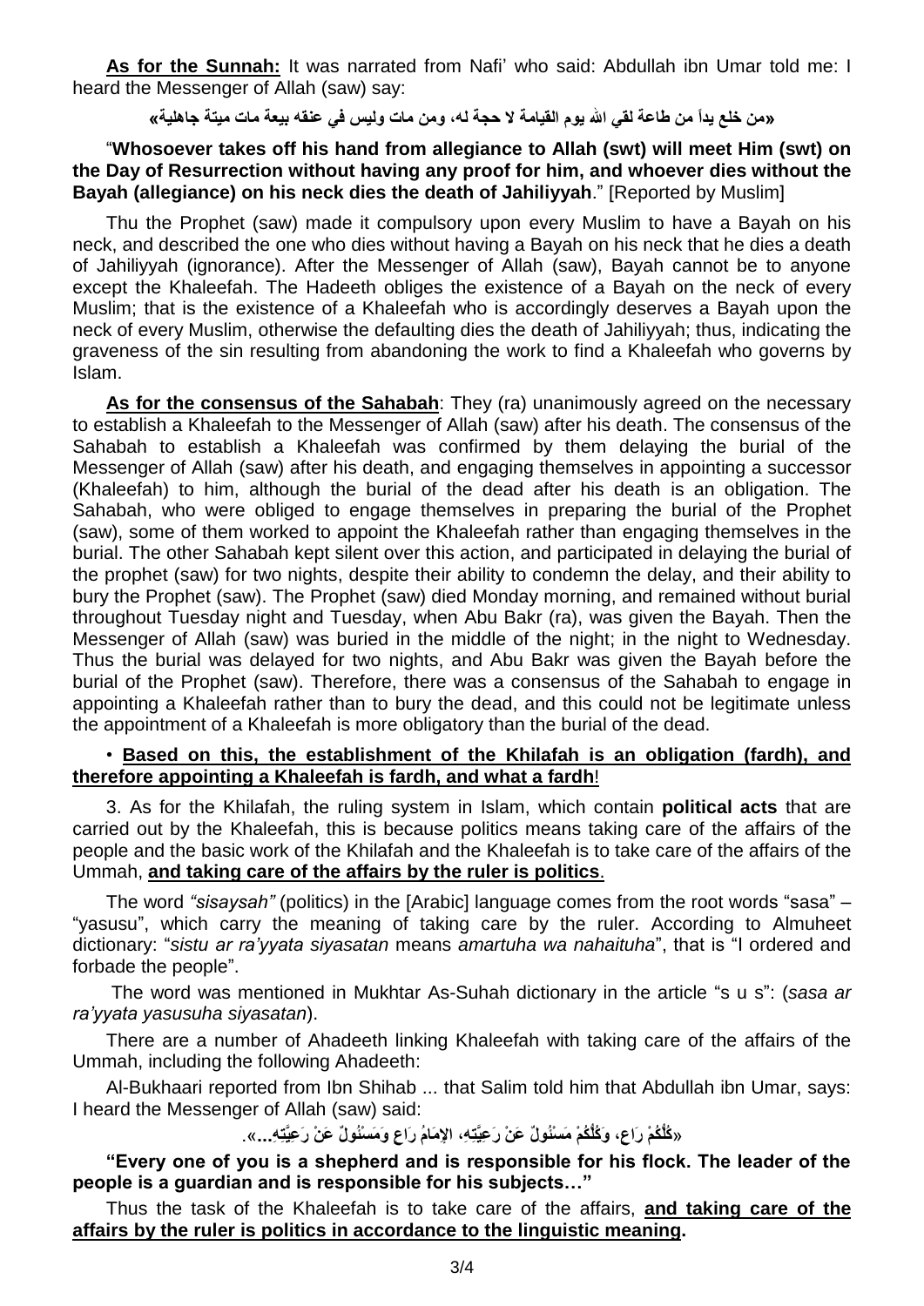**As for the Sunnah:** It was narrated from Nafi' who said: Abdullah ibn Umar told me: I heard the Messenger of Allah (saw) say:

«من خلع يداً من طاعة لقي الله يوم القيامة لا حجة له، ومن مات وليس في عنقه بيعة مات ميتة جاهلية»

"**Whosoever takes off his hand from allegiance to Allah (swt) will meet Him (swt) on the Day of Resurrection without having any proof for him, and whoever dies without the Bayah (allegiance) on his neck dies the death of Jahiliyyah**." [Reported by Muslim]

Thu the Prophet (saw) made it compulsory upon every Muslim to have a Bayah on his neck, and described the one who dies without having a Bayah on his neck that he dies a death of Jahiliyyah (ignorance). After the Messenger of Allah (saw), Bayah cannot be to anyone except the Khaleefah. The Hadeeth obliges the existence of a Bayah on the neck of every Muslim; that is the existence of a Khaleefah who is accordingly deserves a Bayah upon the neck of every Muslim, otherwise the defaulting dies the death of Jahiliyyah; thus, indicating the graveness of the sin resulting from abandoning the work to find a Khaleefah who governs by Islam.

**As for the consensus of the Sahabah**: They (ra) unanimously agreed on the necessary to establish a Khaleefah to the Messenger of Allah (saw) after his death. The consensus of the Sahabah to establish a Khaleefah was confirmed by them delaying the burial of the Messenger of Allah (saw) after his death, and engaging themselves in appointing a successor (Khaleefah) to him, although the burial of the dead after his death is an obligation. The Sahabah, who were obliged to engage themselves in preparing the burial of the Prophet (saw), some of them worked to appoint the Khaleefah rather than engaging themselves in the burial. The other Sahabah kept silent over this action, and participated in delaying the burial of the prophet (saw) for two nights, despite their ability to condemn the delay, and their ability to bury the Prophet (saw). The Prophet (saw) died Monday morning, and remained without burial throughout Tuesday night and Tuesday, when Abu Bakr (ra), was given the Bayah. Then the Messenger of Allah (saw) was buried in the middle of the night; in the night to Wednesday. Thus the burial was delayed for two nights, and Abu Bakr was given the Bayah before the burial of the Prophet (saw). Therefore, there was a consensus of the Sahabah to engage in appointing a Khaleefah rather than to bury the dead, and this could not be legitimate unless the appointment of a Khaleefah is more obligatory than the burial of the dead.

• **Based on this, the establishment of the Khilafah is an obligation (fardh), and therefore appointing a Khaleefah is fardh, and what a fardh**!

3. As for the Khilafah, the ruling system in Islam, which contain **political acts** that are carried out by the Khaleefah, this is because politics means taking care of the affairs of the people and the basic work of the Khilafah and the Khaleefah is to take care of the affairs of the Ummah, **and taking care of the affairs by the ruler is politics**.

The word *"sisaysah"* (politics) in the [Arabic] language comes from the root words "sasa" – "yasusu", which carry the meaning of taking care by the ruler. According to Almuheet dictionary: "*sistu ar ra'yyata siyasatan* means *amartuha wa nahaituha*", that is "I ordered and forbade the people".

The word was mentioned in Mukhtar As-Suhah dictionary in the article "s u s": (*sasa ar ra'yyata yasusuha siyasatan*).

There are a number of Ahadeeth linking Khaleefah with taking care of the affairs of the Ummah, including the following Ahadeeth:

Al-Bukhaari reported from Ibn Shihab ... that Salim told him that Abdullah ibn Umar, says: I heard the Messenger of Allah (saw) said:

«كُلُّكُمْ رَاعٍ، وَكُلُّكُمْ مَسْئُولٌ عَنْ رَعِيَّتِهِ، الإِمَامُ رَاعٍ وَمَسْئُولٌ عَنْ رَعِيَّتِهِ...».

**"Every one of you is a shepherd and is responsible for his flock. The leader of the people is a guardian and is responsible for his subjects…"**

Thus the task of the Khaleefah is to take care of the affairs, **and taking care of the affairs by the ruler is politics in accordance to the linguistic meaning.**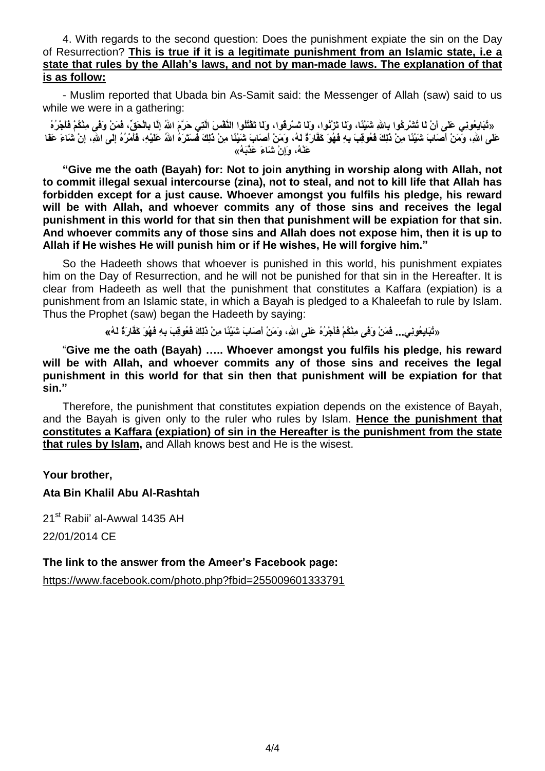4. With regards to the second question: Does the punishment expiate the sin on the Day of Resurrection? **This is true if it is a legitimate punishment from an Islamic state, i.e a state that rules by the Allah's laws, and not by man-made laws. The explanation of that is as follow:**

- Muslim reported that Ubada bin As-Samit said: the Messenger of Allah (saw) said to us while we were in a gathering:

**«تُبَايِعُونِي عَلَى أَنْ لَا تُشْرِكُوا بِاللهِ شَيْئًا، وَلَا تَزْنُوا، وَلَا تَسْرِقُوا، وَلَا تَقْتُلُوا النَّفْسَ الَّتِي حَرَّمَ اللهُ إِلَّا بِالْحَقِّ، فَمَنْ وَفَى مِنْكُمْ فَأَجْرُهُ عَلَى اللهِ، وَمَنْ أَصَابَ شَيْئًا مِنْ ذَلِكَ فَعُوقِبَ بِهِ فَهُوَ كَفَّارَةٌ لَهُ، وَمَنْ أَصَابَ شَيْئًا مِنْ ذَلِكَ فَسَتَرَهُ اللهُ عَلَيْهِ، فَأَمْرُهُ إِلَى اللهِ، إِنْ شَاءَ عَفَا عَنْهُ، وَإِنْ شَاءَ عَذَّبَهُ»**

**"Give me the oath (Bayah) for: Not to join anything in worship along with Allah, not to commit illegal sexual intercourse (zina), not to steal, and not to kill life that Allah has forbidden except for a just cause. Whoever amongst you fulfils his pledge, his reward will be with Allah, and whoever commits any of those sins and receives the legal punishment in this world for that sin then that punishment will be expiation for that sin. And whoever commits any of those sins and Allah does not expose him, then it is up to Allah if He wishes He will punish him or if He wishes, He will forgive him."**

So the Hadeeth shows that whoever is punished in this world, his punishment expiates him on the Day of Resurrection, and he will not be punished for that sin in the Hereafter. It is clear from Hadeeth as well that the punishment that constitutes a Kaffara (expiation) is a punishment from an Islamic state, in which a Bayah is pledged to a Khaleefah to rule by Islam. Thus the Prophet (saw) began the Hadeeth by saying:

**«تُبَايِعُونِي... فَمَنْ وَفَى مِنْكُمْ فَأَجْرُهُ عَلَى اللهِ، وَمَنْ أَصَابَ شَيْئًا مِنْ ذَلِكَ فَعُوقِبَ بِهِ فَهُوَ كَفَّارَةٌ لَهُ»**

"**Give me the oath (Bayah) ….. Whoever amongst you fulfils his pledge, his reward will be with Allah, and whoever commits any of those sins and receives the legal punishment in this world for that sin then that punishment will be expiation for that sin."**

Therefore, the punishment that constitutes expiation depends on the existence of Bayah, and the Bayah is given only to the ruler who rules by Islam. **Hence the punishment that constitutes a Kaffara (expiation) of sin in the Hereafter is the punishment from the state that rules by Islam,** and Allah knows best and He is the wisest.

**Your brother,**

**Ata Bin Khalil Abu Al-Rashtah**

21st Rabii' al-Awwal 1435 AH

22/01/2014 CE

**The link to the answer from the Ameer's Facebook page:**

https://www.facebook.com/photo.php?fbid=255009601333791